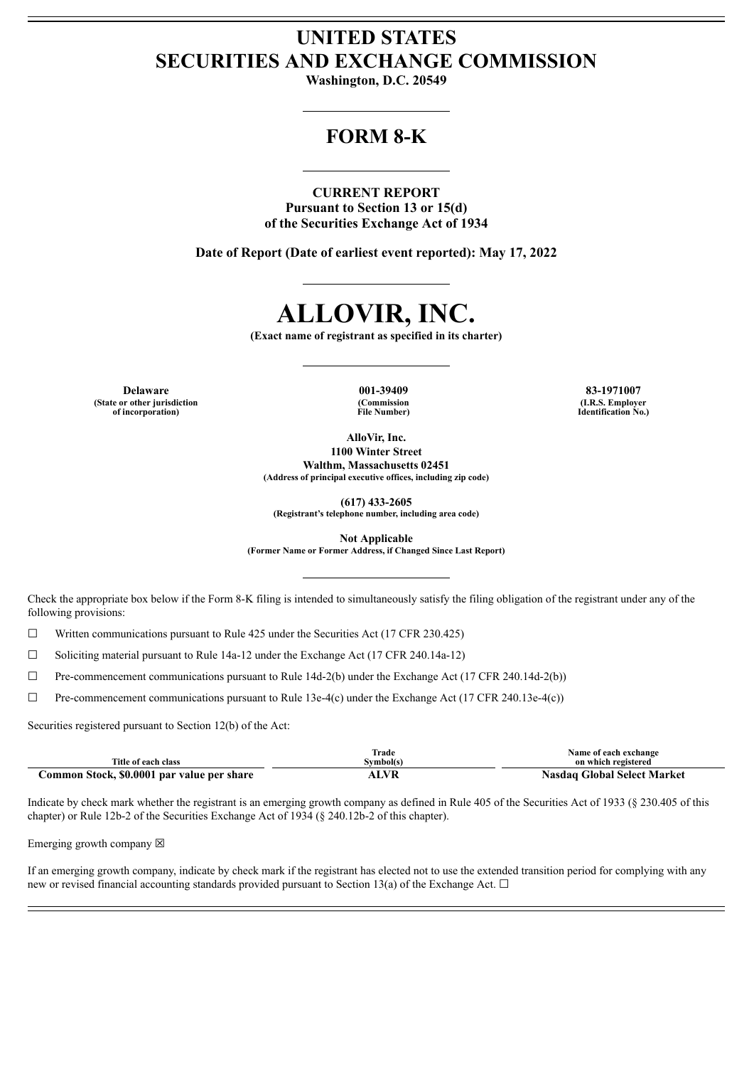# UNITED STATES
# SECURITIES AND EXCHANGE COMMISSION

**Washington, D.C. 20549**

## FORM 8-K

**CURRENT REPORT**
**Pursuant to Section 13 or 15(d)**
**of the Securities Exchange Act of 1934**

**Date of Report (Date of earliest event reported): May 17, 2022**

# ALLOVIR, INC.

**(Exact name of registrant as specified in its charter)**

| Delaware | 001-39409 | 83-1971007 |
|---|---|---|
| (State or other jurisdiction of incorporation) | (Commission File Number) | (I.R.S. Employer Identification No.) |

**AlloVir, Inc.**
**1100 Winter Street**
**Walthm, Massachusetts 02451**
**(Address of principal executive offices, including zip code)**

**(617) 433-2605**
**(Registrant's telephone number, including area code)**

**Not Applicable**
**(Former Name or Former Address, if Changed Since Last Report)**

Check the appropriate box below if the Form 8-K filing is intended to simultaneously satisfy the filing obligation of the registrant under any of the following provisions:

☐ Written communications pursuant to Rule 425 under the Securities Act (17 CFR 230.425)

☐ Soliciting material pursuant to Rule 14a-12 under the Exchange Act (17 CFR 240.14a-12)

☐ Pre-commencement communications pursuant to Rule 14d-2(b) under the Exchange Act (17 CFR 240.14d-2(b))

☐ Pre-commencement communications pursuant to Rule 13e-4(c) under the Exchange Act (17 CFR 240.13e-4(c))

Securities registered pursuant to Section 12(b) of the Act:

| Title of each class | Trade Symbol(s) | Name of each exchange on which registered |
|---|---|---|
| **Common Stock, $0.0001 par value per share** | **ALVR** | **Nasdaq Global Select Market** |

Indicate by check mark whether the registrant is an emerging growth company as defined in Rule 405 of the Securities Act of 1933 (§ 230.405 of this chapter) or Rule 12b-2 of the Securities Exchange Act of 1934 (§ 240.12b-2 of this chapter).

Emerging growth company ☒

If an emerging growth company, indicate by check mark if the registrant has elected not to use the extended transition period for complying with any new or revised financial accounting standards provided pursuant to Section 13(a) of the Exchange Act. ☐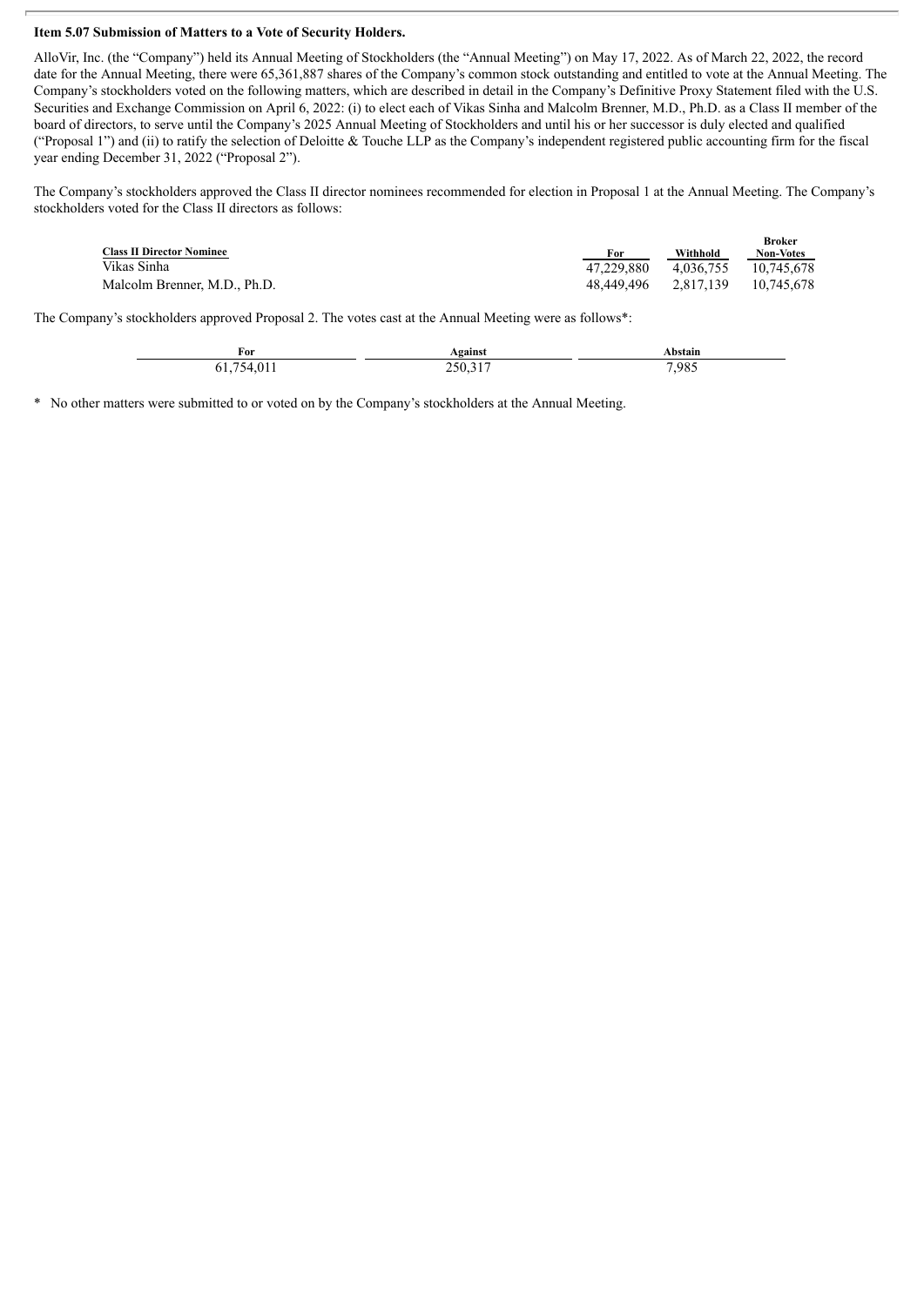**Item 5.07 Submission of Matters to a Vote of Security Holders.**

AlloVir, Inc. (the "Company") held its Annual Meeting of Stockholders (the "Annual Meeting") on May 17, 2022. As of March 22, 2022, the record date for the Annual Meeting, there were 65,361,887 shares of the Company's common stock outstanding and entitled to vote at the Annual Meeting. The Company's stockholders voted on the following matters, which are described in detail in the Company's Definitive Proxy Statement filed with the U.S. Securities and Exchange Commission on April 6, 2022: (i) to elect each of Vikas Sinha and Malcolm Brenner, M.D., Ph.D. as a Class II member of the board of directors, to serve until the Company's 2025 Annual Meeting of Stockholders and until his or her successor is duly elected and qualified ("Proposal 1") and (ii) to ratify the selection of Deloitte & Touche LLP as the Company's independent registered public accounting firm for the fiscal year ending December 31, 2022 ("Proposal 2").

The Company's stockholders approved the Class II director nominees recommended for election in Proposal 1 at the Annual Meeting. The Company's stockholders voted for the Class II directors as follows:

| Class II Director Nominee | For | Withhold | Broker Non-Votes |
|---|---|---|---|
| Vikas Sinha | 47,229,880 | 4,036,755 | 10,745,678 |
| Malcolm Brenner, M.D., Ph.D. | 48,449,496 | 2,817,139 | 10,745,678 |

The Company's stockholders approved Proposal 2. The votes cast at the Annual Meeting were as follows*:

| For | Against | Abstain |
|---|---|---|
| 61,754,011 | 250,317 | 7,985 |

\* No other matters were submitted to or voted on by the Company's stockholders at the Annual Meeting.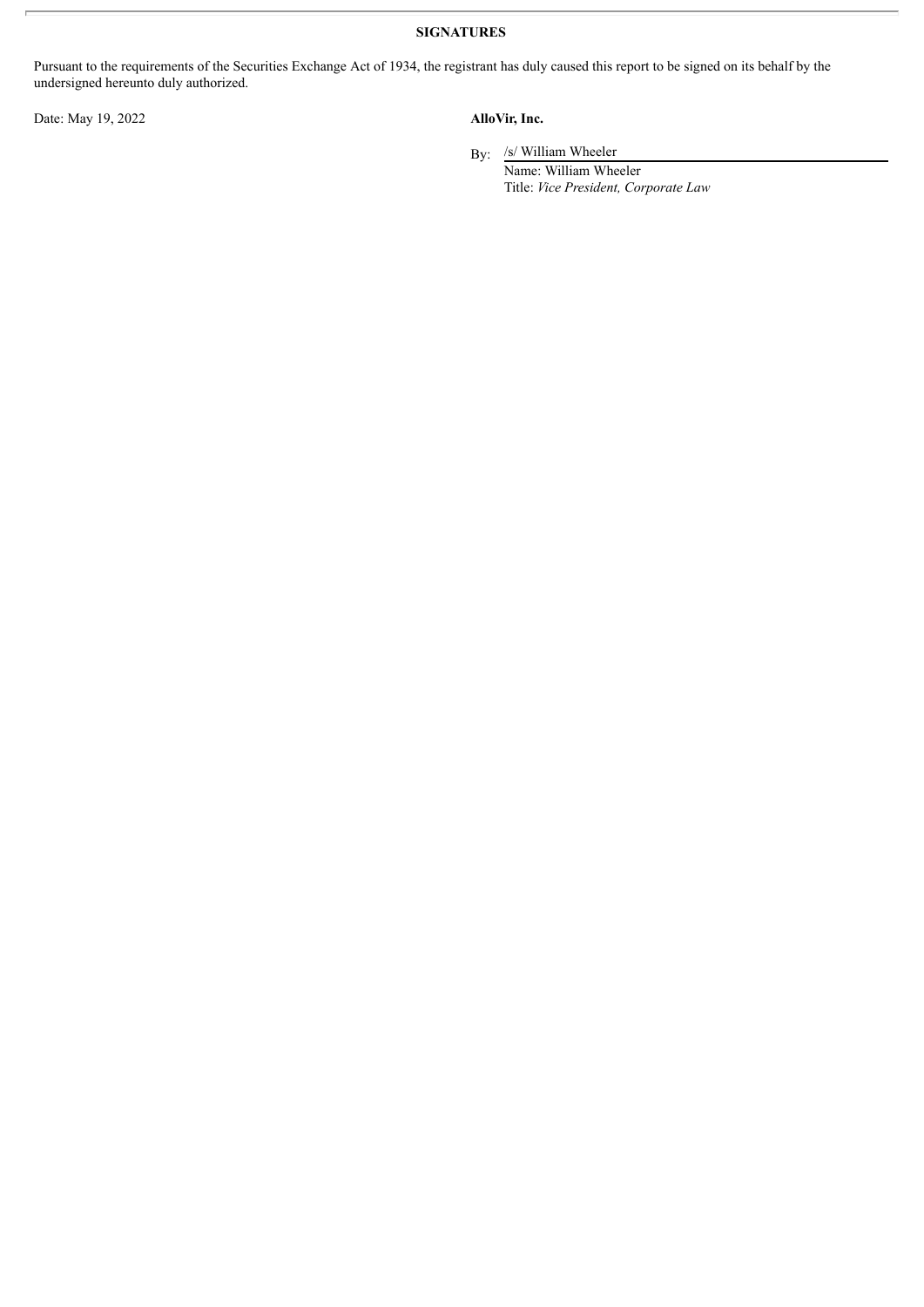## SIGNATURES

Pursuant to the requirements of the Securities Exchange Act of 1934, the registrant has duly caused this report to be signed on its behalf by the undersigned hereunto duly authorized.

Date: May 19, 2022

**AlloVir, Inc.**

By: /s/ William Wheeler
Name: William Wheeler
Title: *Vice President, Corporate Law*